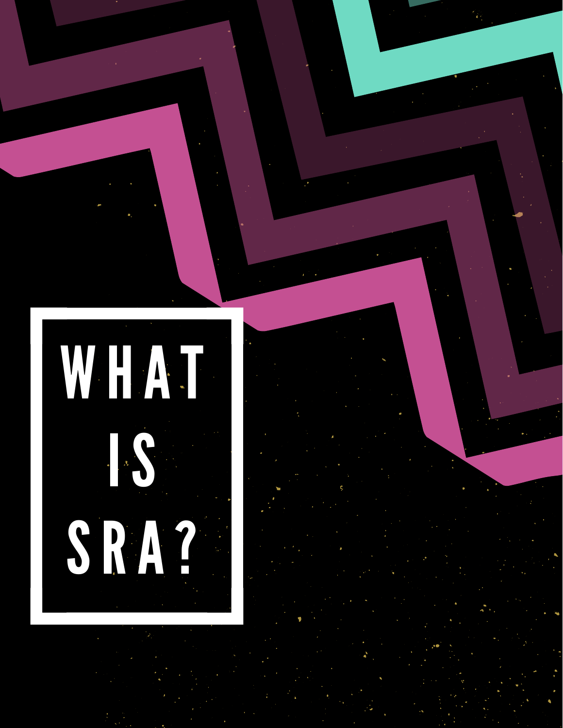# WHAT IS SRA?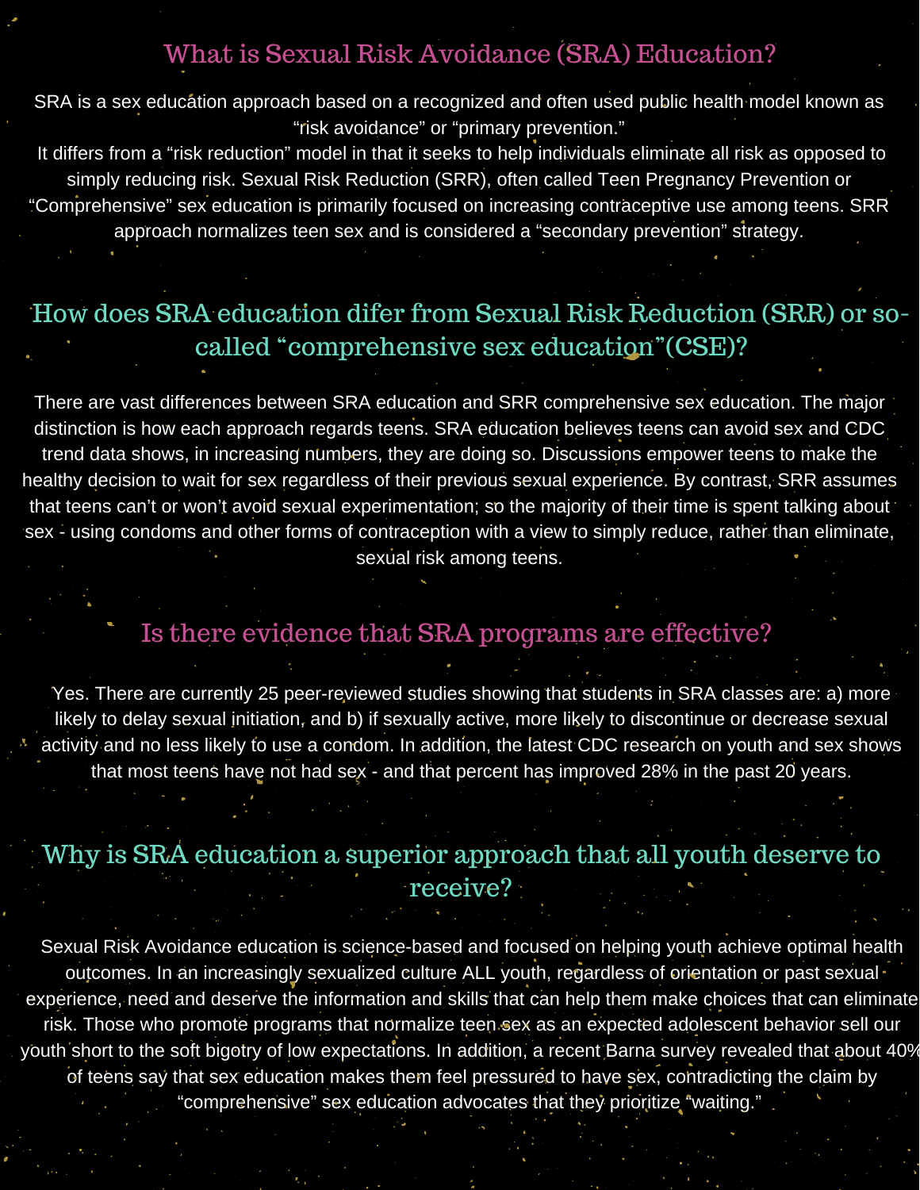## What is Sexual Risk Avoidance (SRA) Education?

SRA is a sex education approach based on a recognized and often used public health model known as "risk avoidance" or "primary prevention."
It differs from a "risk reduction" model in that it seeks to help individuals eliminate all risk as opposed to simply reducing risk. Sexual Risk Reduction (SRR), often called Teen Pregnancy Prevention or "Comprehensive" sex education is primarily focused on increasing contraceptive use among teens. SRR approach normalizes teen sex and is considered a "secondary prevention" strategy.

## How does SRA education difer from Sexual Risk Reduction (SRR) or so-called "comprehensive sex education"(CSE)?

There are vast differences between SRA education and SRR comprehensive sex education. The major distinction is how each approach regards teens. SRA education believes teens can avoid sex and CDC trend data shows, in increasing numbers, they are doing so. Discussions empower teens to make the healthy decision to wait for sex regardless of their previous sexual experience. By contrast, SRR assumes that teens can't or won't avoid sexual experimentation; so the majority of their time is spent talking about sex - using condoms and other forms of contraception with a view to simply reduce, rather than eliminate, sexual risk among teens.

## Is there evidence that SRA programs are effective?

Yes. There are currently 25 peer-reviewed studies showing that students in SRA classes are: a) more likely to delay sexual initiation, and b) if sexually active, more likely to discontinue or decrease sexual activity and no less likely to use a condom. In addition, the latest CDC research on youth and sex shows that most teens have not had sex - and that percent has improved 28% in the past 20 years.

## Why is SRA education a superior approach that all youth deserve to receive?

Sexual Risk Avoidance education is science-based and focused on helping youth achieve optimal health outcomes. In an increasingly sexualized culture ALL youth, regardless of orientation or past sexual experience, need and deserve the information and skills that can help them make choices that can eliminate risk. Those who promote programs that normalize teen sex as an expected adolescent behavior sell our youth short to the soft bigotry of low expectations. In addition, a recent Barna survey revealed that about 40% of teens say that sex education makes them feel pressured to have sex, contradicting the claim by "comprehensive" sex education advocates that they prioritize "waiting."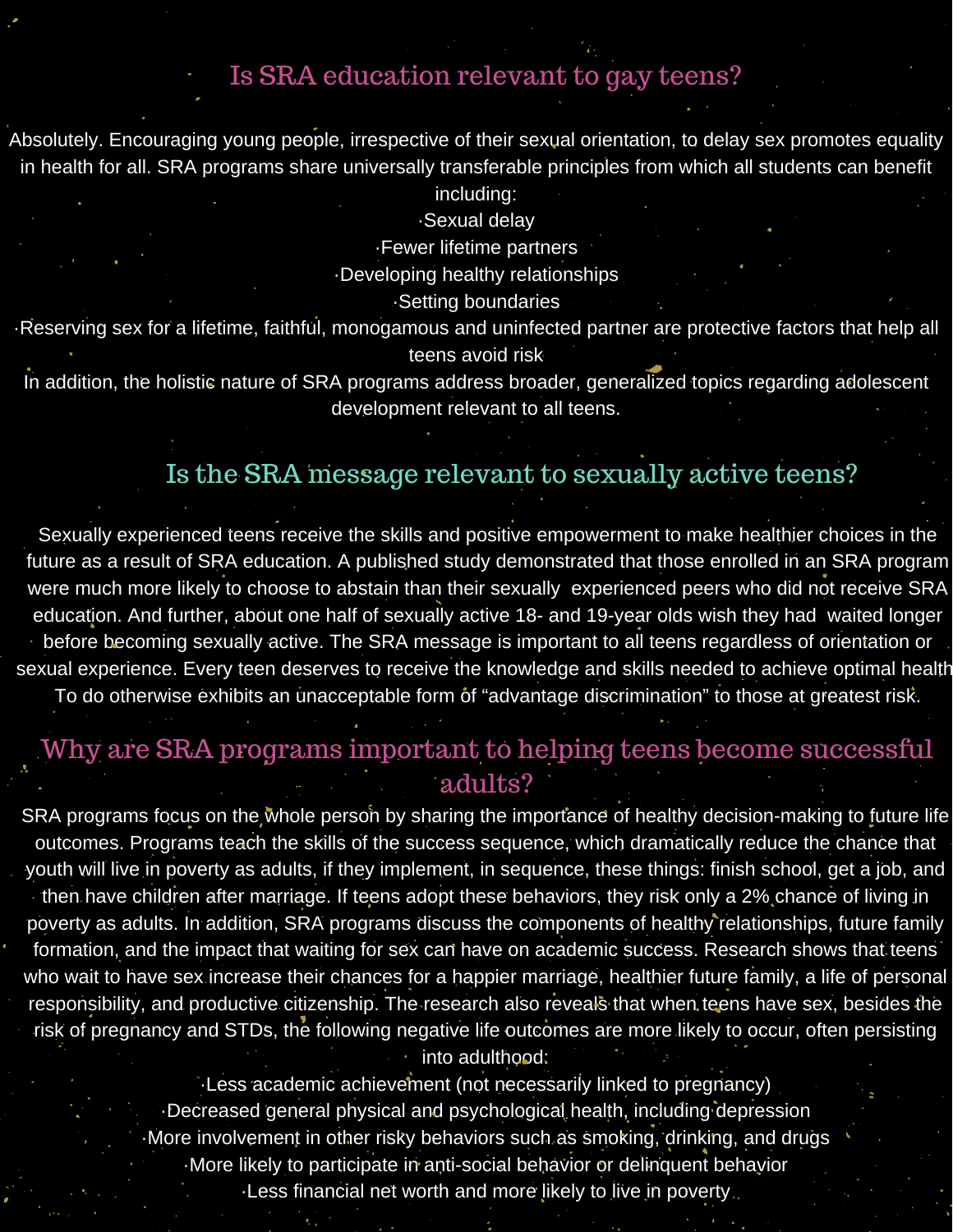## Is SRA education relevant to gay teens?

Absolutely. Encouraging young people, irrespective of their sexual orientation, to delay sex promotes equality in health for all. SRA programs share universally transferable principles from which all students can benefit including:

- Sexual delay
- Fewer lifetime partners
- Developing healthy relationships
- Setting boundaries
- Reserving sex for a lifetime, faithful, monogamous and uninfected partner are protective factors that help all teens avoid risk

In addition, the holistic nature of SRA programs address broader, generalized topics regarding adolescent development relevant to all teens.

## Is the SRA message relevant to sexually active teens?

Sexually experienced teens receive the skills and positive empowerment to make healthier choices in the future as a result of SRA education. A published study demonstrated that those enrolled in an SRA program were much more likely to choose to abstain than their sexually experienced peers who did not receive SRA education. And further, about one half of sexually active 18- and 19-year olds wish they had waited longer before becoming sexually active. The SRA message is important to all teens regardless of orientation or sexual experience. Every teen deserves to receive the knowledge and skills needed to achieve optimal health To do otherwise exhibits an unacceptable form of "advantage discrimination" to those at greatest risk.

## Why are SRA programs important to helping teens become successful adults?

SRA programs focus on the whole person by sharing the importance of healthy decision-making to future life outcomes. Programs teach the skills of the success sequence, which dramatically reduce the chance that youth will live in poverty as adults, if they implement, in sequence, these things: finish school, get a job, and then have children after marriage. If teens adopt these behaviors, they risk only a 2% chance of living in poverty as adults. In addition, SRA programs discuss the components of healthy relationships, future family formation, and the impact that waiting for sex can have on academic success. Research shows that teens who wait to have sex increase their chances for a happier marriage, healthier future family, a life of personal responsibility, and productive citizenship. The research also reveals that when teens have sex, besides the risk of pregnancy and STDs, the following negative life outcomes are more likely to occur, often persisting into adulthood:

- Less academic achievement (not necessarily linked to pregnancy)
- Decreased general physical and psychological health, including depression
- More involvement in other risky behaviors such as smoking, drinking, and drugs
- More likely to participate in anti-social behavior or delinquent behavior
- Less financial net worth and more likely to live in poverty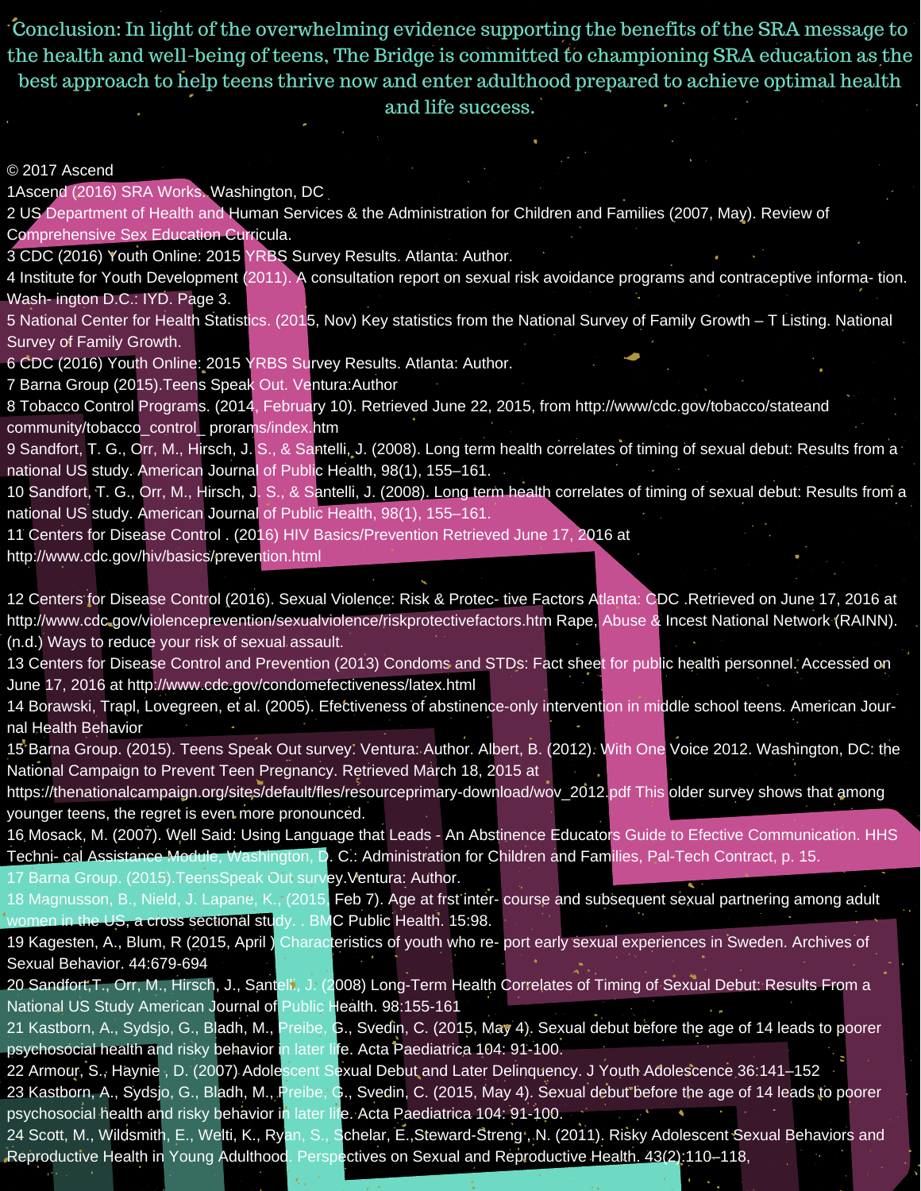Conclusion: In light of the overwhelming evidence supporting the benefits of the SRA message to the health and well-being of teens, The Bridge is committed to championing SRA education as the best approach to help teens thrive now and enter adulthood prepared to achieve optimal health and life success.

© 2017 Ascend

1Ascend (2016) SRA Works. Washington, DC

2 US Department of Health and Human Services & the Administration for Children and Families (2007, May). Review of Comprehensive Sex Education Curricula.

3 CDC (2016) Youth Online: 2015 YRBS Survey Results. Atlanta: Author.

4 Institute for Youth Development (2011). A consultation report on sexual risk avoidance programs and contraceptive informa- tion. Wash- ington D.C.: IYD. Page 3.

5 National Center for Health Statistics. (2015, Nov) Key statistics from the National Survey of Family Growth – T Listing. National Survey of Family Growth.

6 CDC (2016) Youth Online: 2015 YRBS Survey Results. Atlanta: Author.

7 Barna Group (2015).Teens Speak Out. Ventura:Author

8 Tobacco Control Programs. (2014, February 10). Retrieved June 22, 2015, from http://www.cdc.gov/tobacco/stateand community/tobacco_control_ prorams/index.htm

9 Sandfort, T. G., Orr, M., Hirsch, J. S., & Santelli, J. (2008). Long term health correlates of timing of sexual debut: Results from a national US study. American Journal of Public Health, 98(1), 155–161.

10 Sandfort, T. G., Orr, M., Hirsch, J. S., & Santelli, J. (2008). Long term health correlates of timing of sexual debut: Results from a national US study. American Journal of Public Health, 98(1), 155–161.

11 Centers for Disease Control . (2016) HIV Basics/Prevention Retrieved June 17, 2016 at http://www.cdc.gov/hiv/basics/prevention.html

12 Centers for Disease Control (2016). Sexual Violence: Risk & Protec- tive Factors Atlanta: CDC .Retrieved on June 17, 2016 at http://www.cdc.gov/violenceprevention/sexualviolence/riskprotectivefactors.htm Rape, Abuse & Incest National Network (RAINN). (n.d.) Ways to reduce your risk of sexual assault.

13 Centers for Disease Control and Prevention (2013) Condoms and STDs: Fact sheet for public health personnel. Accessed on June 17, 2016 at http://www.cdc.gov/condomefectiveness/latex.html

14 Borawski, Trapl, Lovegreen, et al. (2005). Efectiveness of abstinence-only intervention in middle school teens. American Jour- nal Health Behavior

15 Barna Group. (2015). Teens Speak Out survey. Ventura: Author. Albert, B. (2012). With One Voice 2012. Washington, DC: the National Campaign to Prevent Teen Pregnancy. Retrieved March 18, 2015 at https://thenationalcampaign.org/sites/default/fles/resourceprimary-download/wov_2012.pdf This older survey shows that among younger teens, the regret is even more pronounced.

16 Mosack, M. (2007). Well Said: Using Language that Leads - An Abstinence Educators Guide to Efective Communication. HHS Techni- cal Assistance Module, Washington, D. C.: Administration for Children and Families, Pal-Tech Contract, p. 15.

17 Barna Group. (2015).TeensSpeak Out survey.Ventura: Author.

18 Magnusson, B., Nield, J. Lapane, K., (2015, Feb 7). Age at frst inter- course and subsequent sexual partnering among adult women in the US, a cross sectional study. . BMC Public Health. 15:98.

19 Kagesten, A., Blum, R (2015, April ) Characteristics of youth who re- port early sexual experiences in Sweden. Archives of Sexual Behavior. 44:679-694

20 Sandfort,T., Orr, M., Hirsch, J., Santelli, J. (2008) Long-Term Health Correlates of Timing of Sexual Debut: Results From a National US Study American Journal of Public Health. 98:155-161

21 Kastborn, A., Sydsjo, G., Bladh, M., Preibe, G., Svedin, C. (2015, May 4). Sexual debut before the age of 14 leads to poorer psychosocial health and risky behavior in later life. Acta Paediatrica 104: 91-100.

22 Armour, S., Haynie , D. (2007) Adolescent Sexual Debut and Later Delinquency. J Youth Adolescence 36:141–152

23 Kastborn, A., Sydsjo, G., Bladh, M., Preibe, G., Svedin, C. (2015, May 4). Sexual debut before the age of 14 leads to poorer psychosocial health and risky behavior in later life. Acta Paediatrica 104: 91-100.

24 Scott, M., Wildsmith, E., Welti, K., Ryan, S., Schelar, E.,Steward-Streng , N. (2011). Risky Adolescent Sexual Behaviors and Reproductive Health in Young Adulthood. Perspectives on Sexual and Reproductive Health. 43(2):110–118,